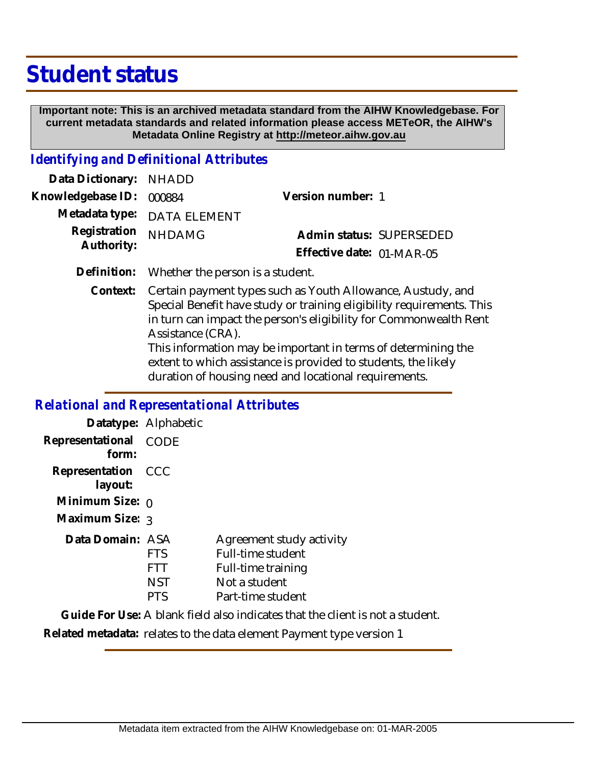# Student status

**Important note: This is an archived metadata standard from the AIHW Knowledgebase. For current metadata standards and related information please access METeOR, the AIHW's Metadata Online Registry at http://meteor.aihw.gov.au**

## *Identifying and Definitional Attributes*

**Data Dictionary:** NHADD

**Knowledgebase ID:** 000884

**Version number:** 1

**Metadata type:** DATA ELEMENT

**Registration Authority:** NHDAMG

**Admin status:** SUPERSEDED

**Effective date:** 01-MAR-05

**Definition:** Whether the person is a student.

**Context:** Certain payment types such as Youth Allowance, Austudy, and Special Benefit have study or training eligibility requirements. This in turn can impact the person's eligibility for Commonwealth Rent Assistance (CRA).
This information may be important in terms of determining the extent to which assistance is provided to students, the likely duration of housing need and locational requirements.

## *Relational and Representational Attributes*

**Datatype:** Alphabetic

**Representational form:** CODE

**Representation layout:** CCC

**Minimum Size:** 0

**Maximum Size:** 3

**Data Domain:**

| Code | Description |
|---|---|
| ASA | Agreement study activity |
| FTS | Full-time student |
| FTT | Full-time training |
| NST | Not a student |
| PTS | Part-time student |

**Guide For Use:** A blank field also indicates that the client is not a student.

**Related metadata:** relates to the data element Payment type version 1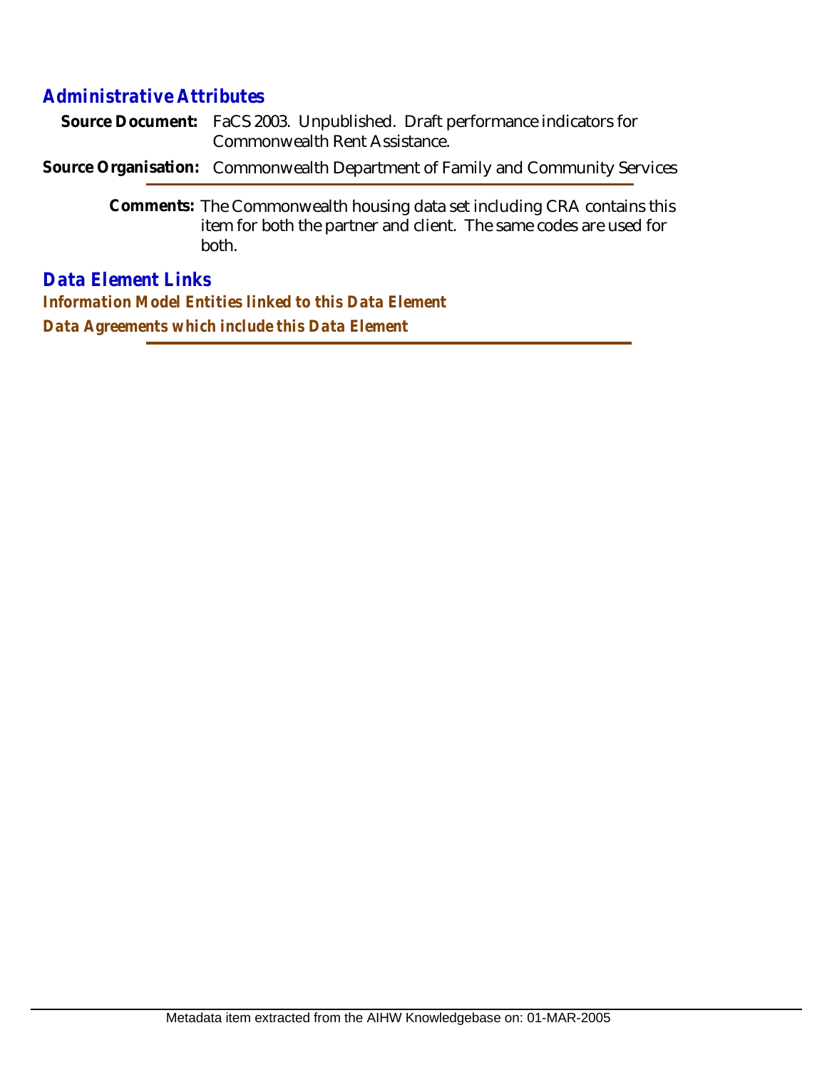## Administrative Attributes

**Source Document:** FaCS 2003. Unpublished. Draft performance indicators for Commonwealth Rent Assistance.

**Source Organisation:** Commonwealth Department of Family and Community Services

**Comments:** The Commonwealth housing data set including CRA contains this item for both the partner and client. The same codes are used for both.

## Data Element Links

### *Information Model Entities linked to this Data Element*

### *Data Agreements which include this Data Element*

Metadata item extracted from the AIHW Knowledgebase on: 01-MAR-2005